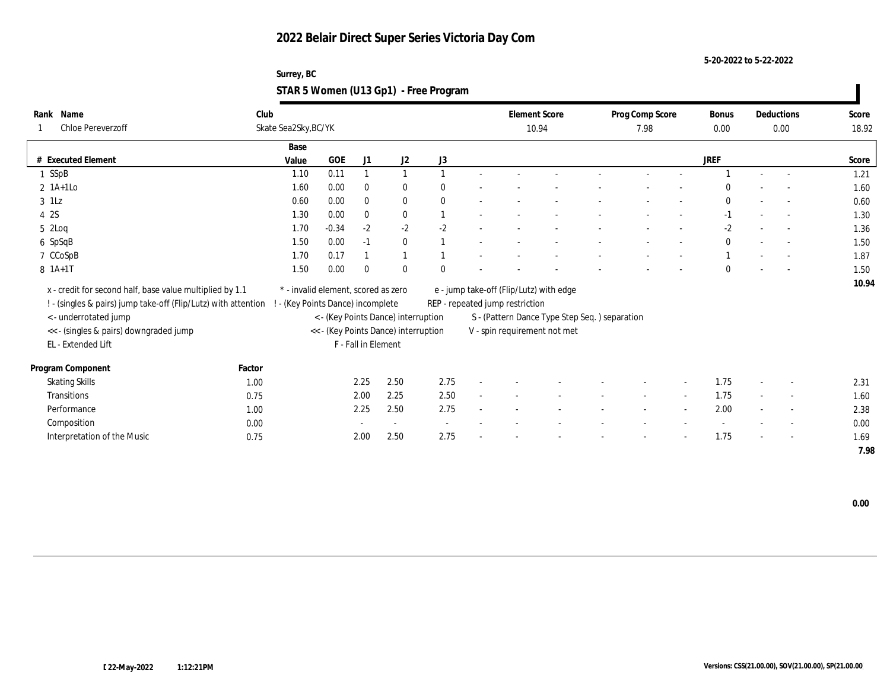# 2022 Belair Direct Super Series Victoria Day Com

5-20-2022 to 5-22-2022

Surrey, BC

## STAR 5 Women (U13 Gp1) - Free Program

| Rank | Name | Club | Element Score | Prog Comp Score | Bonus | Deductions | Score |
|---|---|---|---|---|---|---|---|
| 1 | Chloe Pereverzoff | Skate Sea2Sky,BC/YK | 10.94 | 7.98 | 0.00 | 0.00 | 18.92 |

| # | Executed Element | Base Value | GOE | J1 | J2 | J3 | | | | | | | | | JREF | | | Score |
|---|---|---|---|---|---|---|---|---|---|---|---|---|---|---|---|---|---|---|
| 1 | SSpB | 1.10 | 0.11 | 1 | 1 | 1 | - | - | - | - | - | - | - | | 1 | - | - | 1.21 |
| 2 | 1A+1Lo | 1.60 | 0.00 | 0 | 0 | 0 | - | - | - | - | - | - | - | | 0 | - | - | 1.60 |
| 3 | 1Lz | 0.60 | 0.00 | 0 | 0 | 0 | - | - | - | - | - | - | - | | 0 | - | - | 0.60 |
| 4 | 2S | 1.30 | 0.00 | 0 | 0 | 1 | - | - | - | - | - | - | - | | -1 | - | - | 1.30 |
| 5 | 2Loq | 1.70 | -0.34 | -2 | -2 | -2 | - | - | - | - | - | - | - | | -2 | - | - | 1.36 |
| 6 | SpSqB | 1.50 | 0.00 | -1 | 0 | 1 | - | - | - | - | - | - | - | | 0 | - | - | 1.50 |
| 7 | CCoSpB | 1.70 | 0.17 | 1 | 1 | 1 | - | - | - | - | - | - | - | | 1 | - | - | 1.87 |
| 8 | 1A+1T | 1.50 | 0.00 | 0 | 0 | 0 | - | - | - | - | - | - | - | | 0 | - | - | 1.50 |
| | | | | | | | | | | | | | | | | | | 10.94 |

x - credit for second half, base value multiplied by 1.1
! - (singles & pairs) jump take-off (Flip/Lutz) with attention
< - underrotated jump
<< - (singles & pairs) downgraded jump
EL - Extended Lift
* - invalid element, scored as zero
! - (Key Points Dance) incomplete
< - (Key Points Dance) interruption
<< - (Key Points Dance) interruption
F - Fall in Element
e - jump take-off (Flip/Lutz) with edge
REP - repeated jump restriction
S - (Pattern Dance Type Step Seq. ) separation
V - spin requirement not met

| Program Component | Factor | J1 | J2 | J3 | | | | | | | | | JREF | | | Score |
|---|---|---|---|---|---|---|---|---|---|---|---|---|---|---|---|---|
| Skating Skills | 1.00 | 2.25 | 2.50 | 2.75 | - | - | - | - | - | - | - | - | 1.75 | - | - | 2.31 |
| Transitions | 0.75 | 2.00 | 2.25 | 2.50 | - | - | - | - | - | - | - | - | 1.75 | - | - | 1.60 |
| Performance | 1.00 | 2.25 | 2.50 | 2.75 | - | - | - | - | - | - | - | - | 2.00 | - | - | 2.38 |
| Composition | 0.00 | - | - | - | - | - | - | - | - | - | - | - | - | - | - | 0.00 |
| Interpretation of the Music | 0.75 | 2.00 | 2.50 | 2.75 | - | - | - | - | - | - | - | - | 1.75 | - | - | 1.69 |
| | | | | | | | | | | | | | | | | 7.98 |

0.00

22-May-2022 1:12:21PM

Versions: CSS(21.00.00), SOV(21.00.00), SP(21.00.00)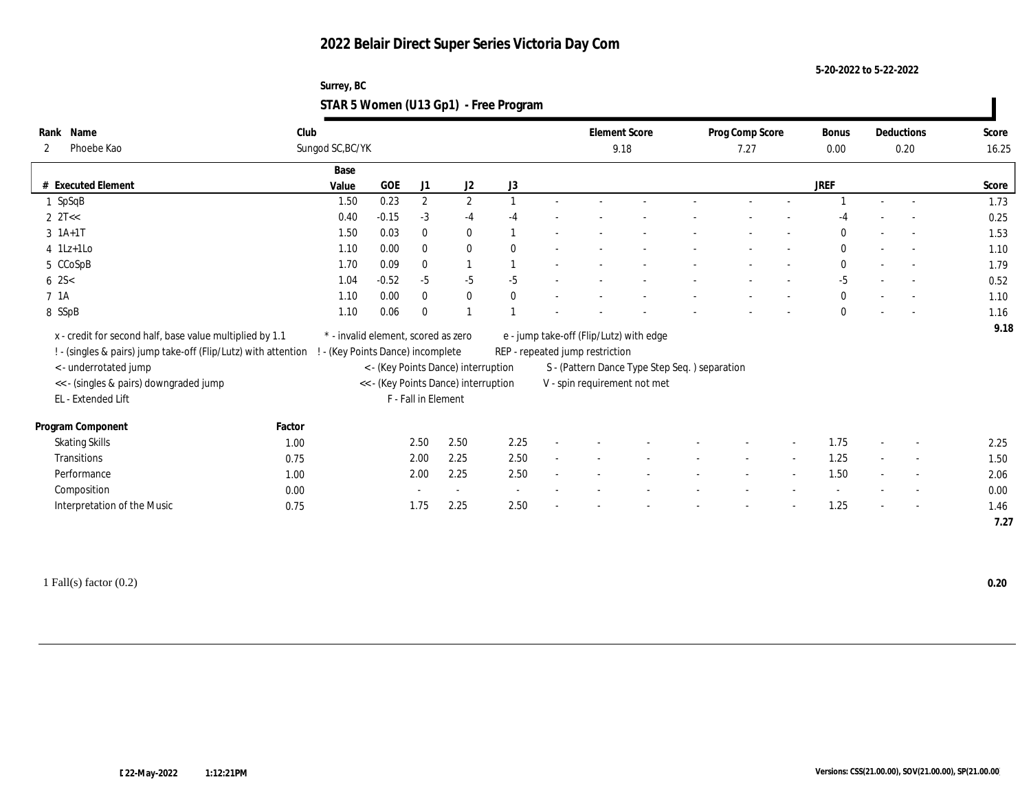# 2022 Belair Direct Super Series Victoria Day Com

5-20-2022 to 5-22-2022

Surrey, BC

## STAR 5 Women (U13 Gp1) - Free Program

| Rank | Name | Club | Element Score | Prog Comp Score | Bonus | Deductions | Score |
|---|---|---|---|---|---|---|---|
| 2 | Phoebe Kao | Sungod SC,BC/YK | 9.18 | 7.27 | 0.00 | 0.20 | 16.25 |

| # | Executed Element | Base Value | GOE | J1 | J2 | J3 | | | | | | | JREF | | | Score |
|---|---|---|---|---|---|---|---|---|---|---|---|---|---|---|---|---|
| 1 | SpSqB | 1.50 | 0.23 | 2 | 2 | 1 | - | - | - | - | - | - | 1 | - | - | 1.73 |
| 2 | 2T<< | 0.40 | -0.15 | -3 | -4 | -4 | - | - | - | - | - | - | -4 | - | - | 0.25 |
| 3 | 1A+1T | 1.50 | 0.03 | 0 | 0 | 1 | - | - | - | - | - | - | 0 | - | - | 1.53 |
| 4 | 1Lz+1Lo | 1.10 | 0.00 | 0 | 0 | 0 | - | - | - | - | - | - | 0 | - | - | 1.10 |
| 5 | CCoSpB | 1.70 | 0.09 | 0 | 1 | 1 | - | - | - | - | - | - | 0 | - | - | 1.79 |
| 6 | 2S< | 1.04 | -0.52 | -5 | -5 | -5 | - | - | - | - | - | - | -5 | - | - | 0.52 |
| 7 | 1A | 1.10 | 0.00 | 0 | 0 | 0 | - | - | - | - | - | - | 0 | - | - | 1.10 |
| 8 | SSpB | 1.10 | 0.06 | 0 | 1 | 1 | - | - | - | - | - | - | 0 | - | - | 1.16 |
| | | | | | | | | | | | | | | | | 9.18 |

x - credit for second half, base value multiplied by 1.1
! - (singles & pairs) jump take-off (Flip/Lutz) with attention
< - underrotated jump
<< - (singles & pairs) downgraded jump
EL - Extended Lift

* - invalid element, scored as zero
! - (Key Points Dance) incomplete
< - (Key Points Dance) interruption
<< - (Key Points Dance) interruption
F - Fall in Element

e - jump take-off (Flip/Lutz) with edge
REP - repeated jump restriction
S - (Pattern Dance Type Step Seq. ) separation
V - spin requirement not met

| Program Component | Factor | J1 | J2 | J3 | | | | | | | JREF | | | Score |
|---|---|---|---|---|---|---|---|---|---|---|---|---|---|---|
| Skating Skills | 1.00 | 2.50 | 2.50 | 2.25 | - | - | - | - | - | - | 1.75 | - | - | 2.25 |
| Transitions | 0.75 | 2.00 | 2.25 | 2.50 | - | - | - | - | - | - | 1.25 | - | - | 1.50 |
| Performance | 1.00 | 2.00 | 2.25 | 2.50 | - | - | - | - | - | - | 1.50 | - | - | 2.06 |
| Composition | 0.00 | - | - | - | - | - | - | - | - | - | - | - | - | 0.00 |
| Interpretation of the Music | 0.75 | 1.75 | 2.25 | 2.50 | - | - | - | - | - | - | 1.25 | - | - | 1.46 |
| | | | | | | | | | | | | | | 7.27 |

1 Fall(s) factor (0.2) — 0.20

22-May-2022 1:12:21PM

Versions: CSS(21.00.00), SOV(21.00.00), SP(21.00.00)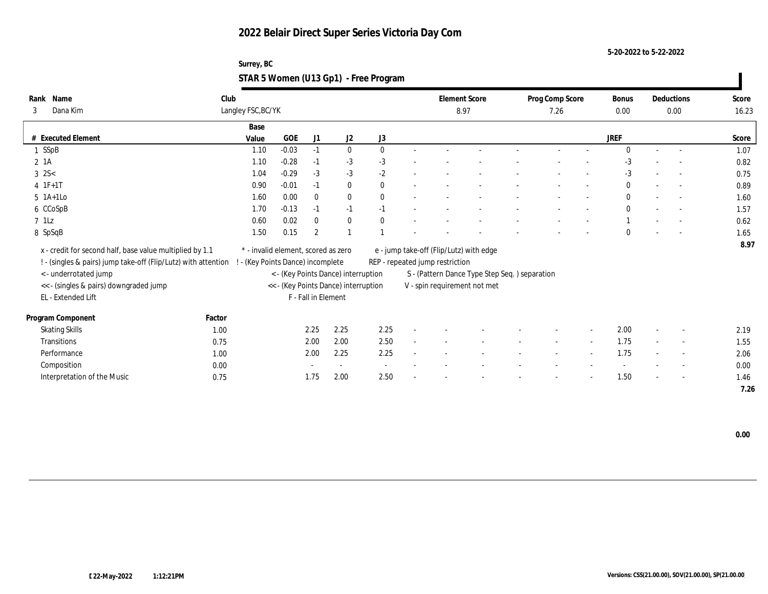# 2022 Belair Direct Super Series Victoria Day Com

5-20-2022 to 5-22-2022

Surrey, BC

## STAR 5 Women (U13 Gp1) - Free Program

| Rank | Name | Club | Element Score | Prog Comp Score | Bonus | Deductions | Score |
|---|---|---|---|---|---|---|---|
| 3 | Dana Kim | Langley FSC,BC/YK | 8.97 | 7.26 | 0.00 | 0.00 | 16.23 |

| # | Executed Element | Base Value | GOE | J1 | J2 | J3 | | | | | | | JREF | | | Score |
|---|---|---|---|---|---|---|---|---|---|---|---|---|---|---|---|---|
| 1 | SSpB | 1.10 | -0.03 | -1 | 0 | 0 | - | - | - | - | - | - | 0 | - | - | 1.07 |
| 2 | 1A | 1.10 | -0.28 | -1 | -3 | -3 | - | - | - | - | - | - | -3 | - | - | 0.82 |
| 3 | 2S< | 1.04 | -0.29 | -3 | -3 | -2 | - | - | - | - | - | - | -3 | - | - | 0.75 |
| 4 | 1F+1T | 0.90 | -0.01 | -1 | 0 | 0 | - | - | - | - | - | - | 0 | - | - | 0.89 |
| 5 | 1A+1Lo | 1.60 | 0.00 | 0 | 0 | 0 | - | - | - | - | - | - | 0 | - | - | 1.60 |
| 6 | CCoSpB | 1.70 | -0.13 | -1 | -1 | -1 | - | - | - | - | - | - | 0 | - | - | 1.57 |
| 7 | 1Lz | 0.60 | 0.02 | 0 | 0 | 0 | - | - | - | - | - | - | 1 | - | - | 0.62 |
| 8 | SpSqB | 1.50 | 0.15 | 2 | 1 | 1 | - | - | - | - | - | - | 0 | - | - | 1.65 |
| | | | | | | | | | | | | | | | | 8.97 |

x - credit for second half, base value multiplied by 1.1
! - (singles & pairs) jump take-off (Flip/Lutz) with attention
< - underrotated jump
<< - (singles & pairs) downgraded jump
EL - Extended Lift
* - invalid element, scored as zero
! - (Key Points Dance) incomplete
< - (Key Points Dance) interruption
<< - (Key Points Dance) interruption
F - Fall in Element
e - jump take-off (Flip/Lutz) with edge
REP - repeated jump restriction
S - (Pattern Dance Type Step Seq. ) separation
V - spin requirement not met

| Program Component | Factor | J1 | J2 | J3 | | | | | | | JREF | | | Score |
|---|---|---|---|---|---|---|---|---|---|---|---|---|---|---|
| Skating Skills | 1.00 | 2.25 | 2.25 | 2.25 | - | - | - | - | - | - | 2.00 | - | - | 2.19 |
| Transitions | 0.75 | 2.00 | 2.00 | 2.50 | - | - | - | - | - | - | 1.75 | - | - | 1.55 |
| Performance | 1.00 | 2.00 | 2.25 | 2.25 | - | - | - | - | - | - | 1.75 | - | - | 2.06 |
| Composition | 0.00 | - | - | - | - | - | - | - | - | - | - | - | - | 0.00 |
| Interpretation of the Music | 0.75 | 1.75 | 2.00 | 2.50 | - | - | - | - | - | - | 1.50 | - | - | 1.46 |
| | | | | | | | | | | | | | | 7.26 |

0.00

22-May-2022 1:12:21PM

Versions: CSS(21.00.00), SOV(21.00.00), SP(21.00.00)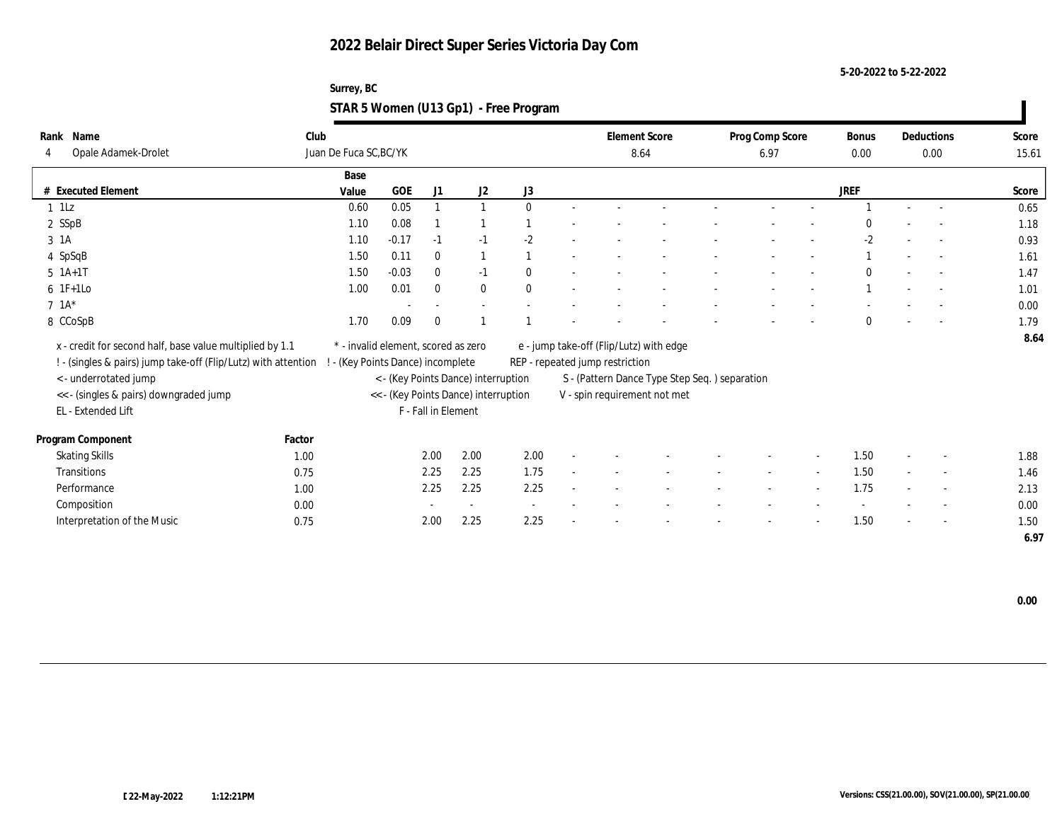# 2022 Belair Direct Super Series Victoria Day Com

5-20-2022 to 5-22-2022

Surrey, BC

## STAR 5 Women (U13 Gp1) - Free Program

| Rank | Name | Club | Element Score | Prog Comp Score | Bonus | Deductions | Score |
|---|---|---|---|---|---|---|---|
| 4 | Opale Adamek-Drolet | Juan De Fuca SC,BC/YK | 8.64 | 6.97 | 0.00 | 0.00 | 15.61 |

| # | Executed Element | Base Value | GOE | J1 | J2 | J3 | | | | | | | JREF | | | Score |
|---|---|---|---|---|---|---|---|---|---|---|---|---|---|---|---|---|
| 1 | 1Lz | 0.60 | 0.05 | 1 | 1 | 0 | - | - | - | - | - | - | 1 | - | - | 0.65 |
| 2 | SSpB | 1.10 | 0.08 | 1 | 1 | 1 | - | - | - | - | - | - | 0 | - | - | 1.18 |
| 3 | 1A | 1.10 | -0.17 | -1 | -1 | -2 | - | - | - | - | - | - | -2 | - | - | 0.93 |
| 4 | SpSqB | 1.50 | 0.11 | 0 | 1 | 1 | - | - | - | - | - | - | 1 | - | - | 1.61 |
| 5 | 1A+1T | 1.50 | -0.03 | 0 | -1 | 0 | - | - | - | - | - | - | 0 | - | - | 1.47 |
| 6 | 1F+1Lo | 1.00 | 0.01 | 0 | 0 | 0 | - | - | - | - | - | - | 1 | - | - | 1.01 |
| 7 | 1A* | | - | - | - | - | - | - | - | - | - | - | - | - | - | 0.00 |
| 8 | CCoSpB | 1.70 | 0.09 | 0 | 1 | 1 | - | - | - | - | - | - | 0 | - | - | 1.79 |
| | | | | | | | | | | | | | | | | 8.64 |

x - credit for second half, base value multiplied by 1.1
! - (singles & pairs) jump take-off (Flip/Lutz) with attention
< - underrotated jump
<< - (singles & pairs) downgraded jump
EL - Extended Lift
* - invalid element, scored as zero
! - (Key Points Dance) incomplete
< - (Key Points Dance) interruption
<< - (Key Points Dance) interruption
F - Fall in Element
e - jump take-off (Flip/Lutz) with edge
REP - repeated jump restriction
S - (Pattern Dance Type Step Seq. ) separation
V - spin requirement not met

| Program Component | Factor | J1 | J2 | J3 | | | | | | | JREF | | | Score |
|---|---|---|---|---|---|---|---|---|---|---|---|---|---|---|
| Skating Skills | 1.00 | 2.00 | 2.00 | 2.00 | - | - | - | - | - | - | 1.50 | - | - | 1.88 |
| Transitions | 0.75 | 2.25 | 2.25 | 1.75 | - | - | - | - | - | - | 1.50 | - | - | 1.46 |
| Performance | 1.00 | 2.25 | 2.25 | 2.25 | - | - | - | - | - | - | 1.75 | - | - | 2.13 |
| Composition | 0.00 | - | - | - | - | - | - | - | - | - | - | - | - | 0.00 |
| Interpretation of the Music | 0.75 | 2.00 | 2.25 | 2.25 | - | - | - | - | - | - | 1.50 | - | - | 1.50 |
| | | | | | | | | | | | | | | 6.97 |

0.00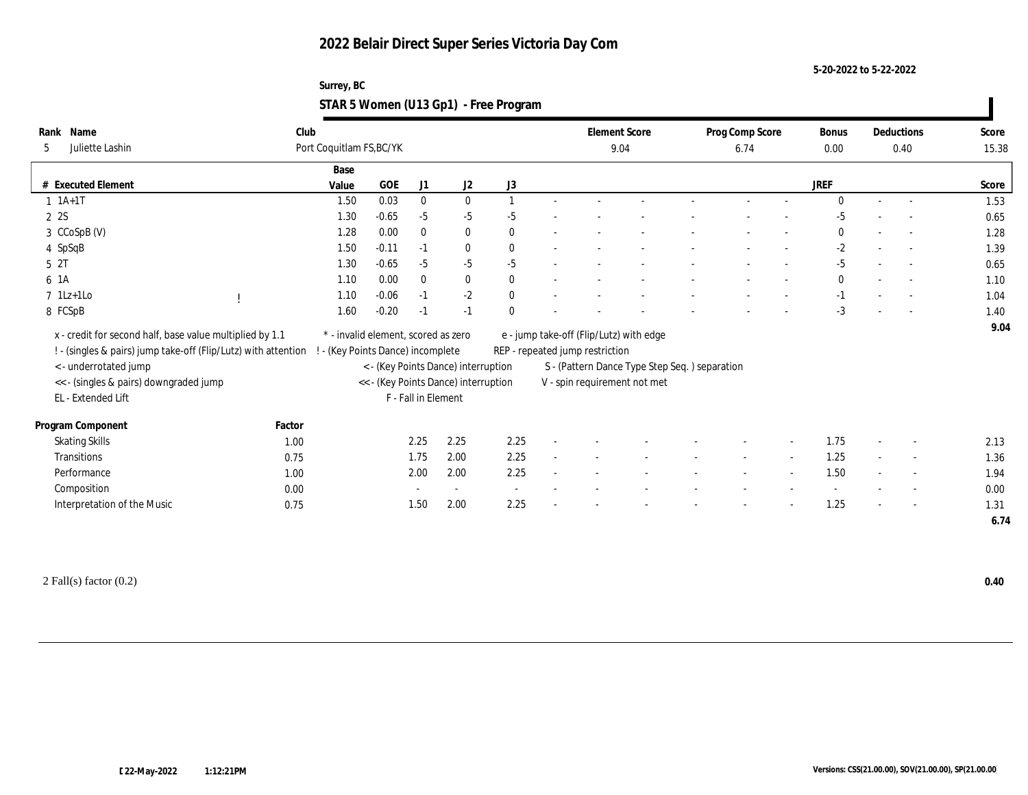# 2022 Belair Direct Super Series Victoria Day Com

5-20-2022 to 5-22-2022

Surrey, BC

## STAR 5 Women (U13 Gp1) - Free Program

| Rank | Name | Club | Element Score | Prog Comp Score | Bonus | Deductions | Score |
|---|---|---|---|---|---|---|---|
| 5 | Juliette Lashin | Port Coquitlam FS,BC/YK | 9.04 | 6.74 | 0.00 | 0.40 | 15.38 |

| # | Executed Element | | Base Value | GOE | J1 | J2 | J3 | | | | | | | | | JREF | | | Score |
|---|---|---|---|---|---|---|---|---|---|---|---|---|---|---|---|---|---|---|---|
| 1 | 1A+1T | | 1.50 | 0.03 | 0 | 0 | 1 | - | - | - | - | - | - | - | - | 0 | - | - | 1.53 |
| 2 | 2S | | 1.30 | -0.65 | -5 | -5 | -5 | - | - | - | - | - | - | - | - | -5 | - | - | 0.65 |
| 3 | CCoSpB (V) | | 1.28 | 0.00 | 0 | 0 | 0 | - | - | - | - | - | - | - | - | 0 | - | - | 1.28 |
| 4 | SpSqB | | 1.50 | -0.11 | -1 | 0 | 0 | - | - | - | - | - | - | - | - | -2 | - | - | 1.39 |
| 5 | 2T | | 1.30 | -0.65 | -5 | -5 | -5 | - | - | - | - | - | - | - | - | -5 | - | - | 0.65 |
| 6 | 1A | | 1.10 | 0.00 | 0 | 0 | 0 | - | - | - | - | - | - | - | - | 0 | - | - | 1.10 |
| 7 | 1Lz+1Lo | ! | 1.10 | -0.06 | -1 | -2 | 0 | - | - | - | - | - | - | - | - | -1 | - | - | 1.04 |
| 8 | FCSpB | | 1.60 | -0.20 | -1 | -1 | 0 | - | - | - | - | - | - | - | - | -3 | - | - | 1.40 |
| | | | | | | | | | | | | | | | | | | | 9.04 |

x - credit for second half, base value multiplied by 1.1
! - (singles & pairs) jump take-off (Flip/Lutz) with attention
< - underrotated jump
<< - (singles & pairs) downgraded jump
EL - Extended Lift
\* - invalid element, scored as zero
! - (Key Points Dance) incomplete
< - (Key Points Dance) interruption
<< - (Key Points Dance) interruption
F - Fall in Element
e - jump take-off (Flip/Lutz) with edge
REP - repeated jump restriction
S - (Pattern Dance Type Step Seq. ) separation
V - spin requirement not met

| Program Component | Factor | J1 | J2 | J3 | | | | | | | | JREF | | | Score |
|---|---|---|---|---|---|---|---|---|---|---|---|---|---|---|---|
| Skating Skills | 1.00 | 2.25 | 2.25 | 2.25 | - | - | - | - | - | - | - | 1.75 | - | - | 2.13 |
| Transitions | 0.75 | 1.75 | 2.00 | 2.25 | - | - | - | - | - | - | - | 1.25 | - | - | 1.36 |
| Performance | 1.00 | 2.00 | 2.00 | 2.25 | - | - | - | - | - | - | - | 1.50 | - | - | 1.94 |
| Composition | 0.00 | - | - | - | - | - | - | - | - | - | - | - | - | - | 0.00 |
| Interpretation of the Music | 0.75 | 1.50 | 2.00 | 2.25 | - | - | - | - | - | - | - | 1.25 | - | - | 1.31 |
| | | | | | | | | | | | | | | | 6.74 |

2 Fall(s) factor (0.2) — 0.40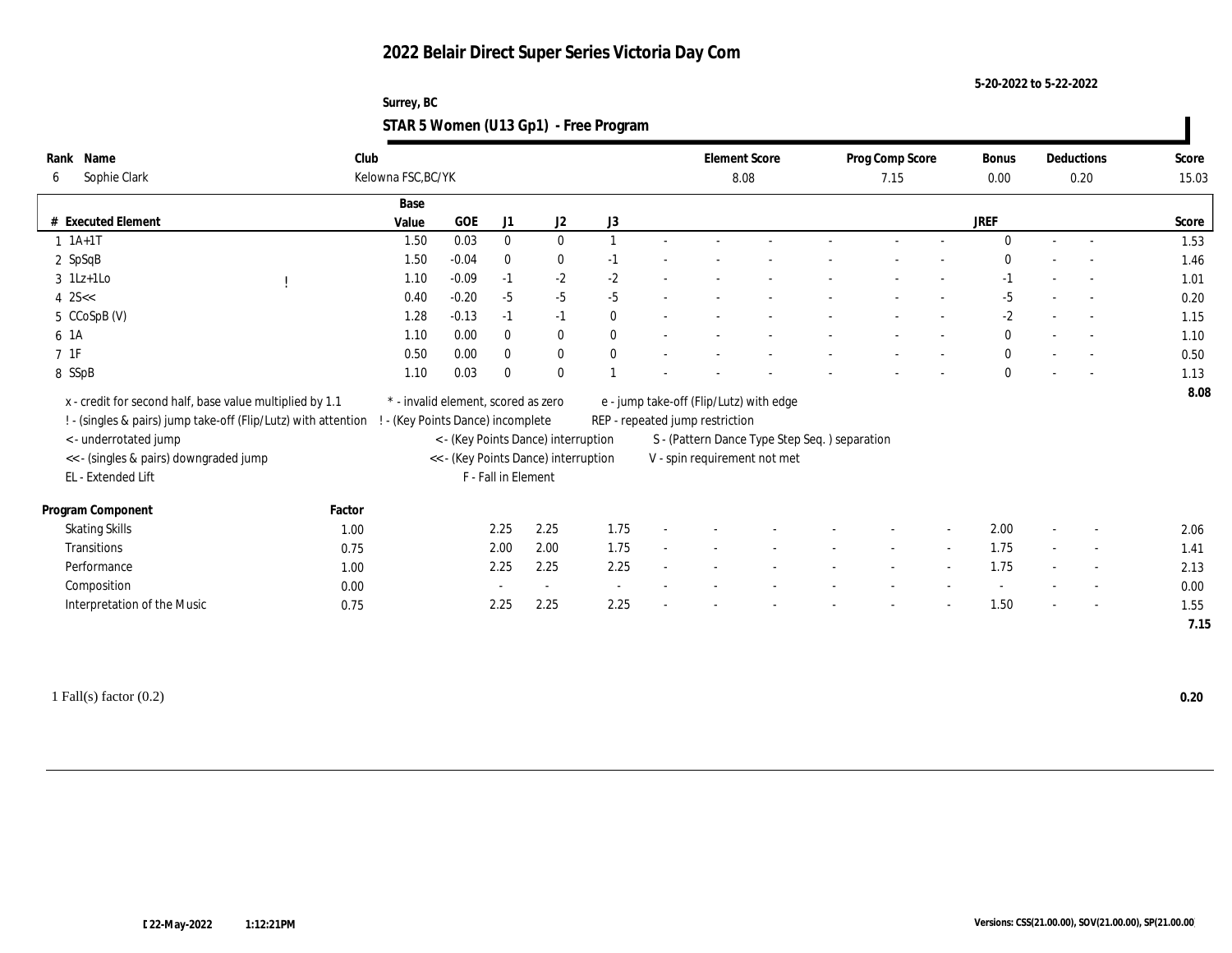# 2022 Belair Direct Super Series Victoria Day Com

5-20-2022 to 5-22-2022

Surrey, BC

## STAR 5 Women (U13 Gp1) - Free Program

| Rank | Name | Club | Element Score | Prog Comp Score | Bonus | Deductions | Score |
|---|---|---|---|---|---|---|---|
| 6 | Sophie Clark | Kelowna FSC,BC/YK | 8.08 | 7.15 | 0.00 | 0.20 | 15.03 |

| # | Executed Element | | Base Value | GOE | J1 | J2 | J3 | | | | | | | | | JREF | | | Score |
|---|---|---|---|---|---|---|---|---|---|---|---|---|---|---|---|---|---|---|---|
| 1 | 1A+1T | | 1.50 | 0.03 | 0 | 0 | 1 | - | - | - | - | - | - | - | - | 0 | - | - | 1.53 |
| 2 | SpSqB | | 1.50 | -0.04 | 0 | 0 | -1 | - | - | - | - | - | - | - | - | 0 | - | - | 1.46 |
| 3 | 1Lz+1Lo | ! | 1.10 | -0.09 | -1 | -2 | -2 | - | - | - | - | - | - | - | - | -1 | - | - | 1.01 |
| 4 | 2S<< | | 0.40 | -0.20 | -5 | -5 | -5 | - | - | - | - | - | - | - | - | -5 | - | - | 0.20 |
| 5 | CCoSpB (V) | | 1.28 | -0.13 | -1 | -1 | 0 | - | - | - | - | - | - | - | - | -2 | - | - | 1.15 |
| 6 | 1A | | 1.10 | 0.00 | 0 | 0 | 0 | - | - | - | - | - | - | - | - | 0 | - | - | 1.10 |
| 7 | 1F | | 0.50 | 0.00 | 0 | 0 | 0 | - | - | - | - | - | - | - | - | 0 | - | - | 0.50 |
| 8 | SSpB | | 1.10 | 0.03 | 0 | 0 | 1 | - | - | - | - | - | - | - | - | 0 | - | - | 1.13 |
| | | | | | | | | | | | | | | | | | | | 8.08 |

x - credit for second half, base value multiplied by 1.1
! - (singles & pairs) jump take-off (Flip/Lutz) with attention
< - underrotated jump
<< - (singles & pairs) downgraded jump
EL - Extended Lift
\* - invalid element, scored as zero
! - (Key Points Dance) incomplete
< - (Key Points Dance) interruption
<< - (Key Points Dance) interruption
F - Fall in Element
e - jump take-off (Flip/Lutz) with edge
REP - repeated jump restriction
S - (Pattern Dance Type Step Seq. ) separation
V - spin requirement not met

| Program Component | Factor | J1 | J2 | J3 | | | | | | | | | JREF | | | Score |
|---|---|---|---|---|---|---|---|---|---|---|---|---|---|---|---|---|
| Skating Skills | 1.00 | 2.25 | 2.25 | 1.75 | - | - | - | - | - | - | - | - | 2.00 | - | - | 2.06 |
| Transitions | 0.75 | 2.00 | 2.00 | 1.75 | - | - | - | - | - | - | - | - | 1.75 | - | - | 1.41 |
| Performance | 1.00 | 2.25 | 2.25 | 2.25 | - | - | - | - | - | - | - | - | 1.75 | - | - | 2.13 |
| Composition | 0.00 | - | - | - | - | - | - | - | - | - | - | - | - | - | - | 0.00 |
| Interpretation of the Music | 0.75 | 2.25 | 2.25 | 2.25 | - | - | - | - | - | - | - | - | 1.50 | - | - | 1.55 |
| | | | | | | | | | | | | | | | | 7.15 |

1 Fall(s) factor (0.2) **0.20**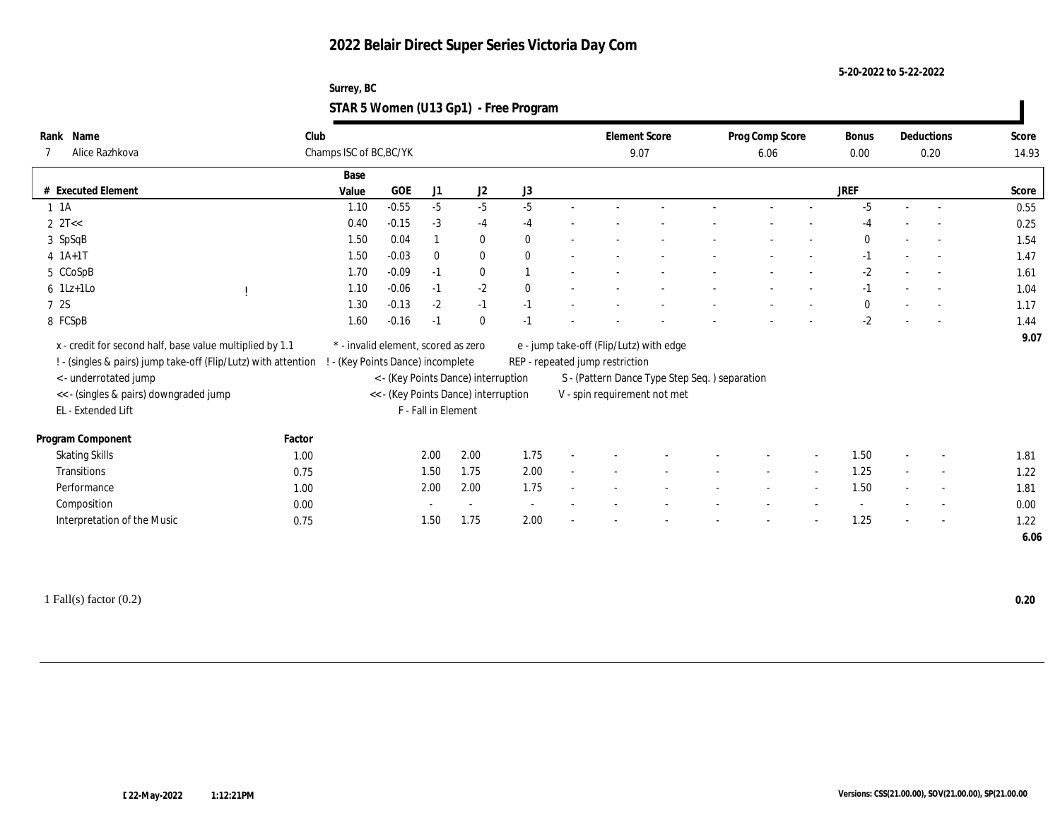# 2022 Belair Direct Super Series Victoria Day Com

5-20-2022 to 5-22-2022

Surrey, BC

## STAR 5 Women (U13 Gp1) - Free Program

| Rank | Name | Club | Element Score | Prog Comp Score | Bonus | Deductions | Score |
|---|---|---|---|---|---|---|---|
| 7 | Alice Razhkova | Champs ISC of BC,BC/YK | 9.07 | 6.06 | 0.00 | 0.20 | 14.93 |

| # | Executed Element | | Base Value | GOE | J1 | J2 | J3 | JREF | Score |
|---|---|---|---|---|---|---|---|---|---|
| 1 | 1A | | 1.10 | -0.55 | -5 | -5 | -5 | -5 | 0.55 |
| 2 | 2T<< | | 0.40 | -0.15 | -3 | -4 | -4 | -4 | 0.25 |
| 3 | SpSqB | | 1.50 | 0.04 | 1 | 0 | 0 | 0 | 1.54 |
| 4 | 1A+1T | | 1.50 | -0.03 | 0 | 0 | 0 | -1 | 1.47 |
| 5 | CCoSpB | | 1.70 | -0.09 | -1 | 0 | 1 | -2 | 1.61 |
| 6 | 1Lz+1Lo | ! | 1.10 | -0.06 | -1 | -2 | 0 | -1 | 1.04 |
| 7 | 2S | | 1.30 | -0.13 | -2 | -1 | -1 | 0 | 1.17 |
| 8 | FCSpB | | 1.60 | -0.16 | -1 | 0 | -1 | -2 | 1.44 |
| | | | | | | | | | 9.07 |

x - credit for second half, base value multiplied by 1.1
! - (singles & pairs) jump take-off (Flip/Lutz) with attention
< - underrotated jump
<< - (singles & pairs) downgraded jump
EL - Extended Lift
* - invalid element, scored as zero
! - (Key Points Dance) incomplete
< - (Key Points Dance) interruption
<< - (Key Points Dance) interruption
F - Fall in Element
e - jump take-off (Flip/Lutz) with edge
REP - repeated jump restriction
S - (Pattern Dance Type Step Seq. ) separation
V - spin requirement not met

| Program Component | Factor | J1 | J2 | J3 | JREF | Score |
|---|---|---|---|---|---|---|
| Skating Skills | 1.00 | 2.00 | 2.00 | 1.75 | 1.50 | 1.81 |
| Transitions | 0.75 | 1.50 | 1.75 | 2.00 | 1.25 | 1.22 |
| Performance | 1.00 | 2.00 | 2.00 | 1.75 | 1.50 | 1.81 |
| Composition | 0.00 | - | - | - | - | 0.00 |
| Interpretation of the Music | 0.75 | 1.50 | 1.75 | 2.00 | 1.25 | 1.22 |
| | | | | | | 6.06 |

1 Fall(s) factor (0.2) **0.20**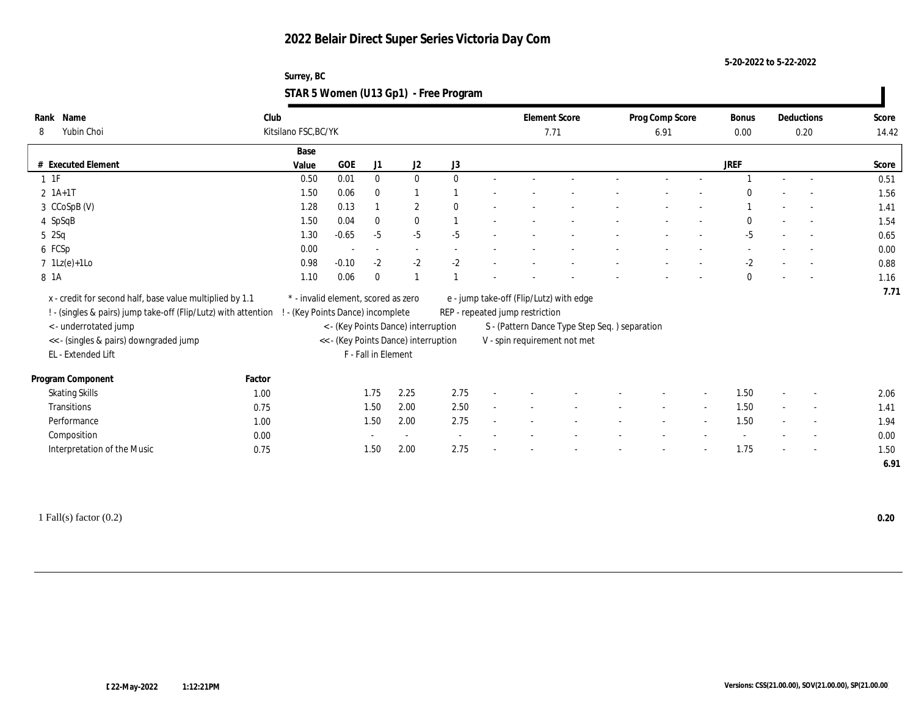# 2022 Belair Direct Super Series Victoria Day Com

5-20-2022 to 5-22-2022

Surrey, BC

## STAR 5 Women (U13 Gp1) - Free Program

| Rank | Name | Club | Element Score | Prog Comp Score | Bonus | Deductions | Score |
|---|---|---|---|---|---|---|---|
| 8 | Yubin Choi | Kitsilano FSC,BC/YK | 7.71 | 6.91 | 0.00 | 0.20 | 14.42 |

| # | Executed Element | Base Value | GOE | J1 | J2 | J3 | | | | | | | | JREF | | | Score |
|---|---|---|---|---|---|---|---|---|---|---|---|---|---|---|---|---|---|
| 1 | 1F | 0.50 | 0.01 | 0 | 0 | 0 | - | - | - | - | - | - | - | 1 | - | - | 0.51 |
| 2 | 1A+1T | 1.50 | 0.06 | 0 | 1 | 1 | - | - | - | - | - | - | - | 0 | - | - | 1.56 |
| 3 | CCoSpB (V) | 1.28 | 0.13 | 1 | 2 | 0 | - | - | - | - | - | - | - | 1 | - | - | 1.41 |
| 4 | SpSqB | 1.50 | 0.04 | 0 | 0 | 1 | - | - | - | - | - | - | - | 0 | - | - | 1.54 |
| 5 | 2Sq | 1.30 | -0.65 | -5 | -5 | -5 | - | - | - | - | - | - | - | -5 | - | - | 0.65 |
| 6 | FCSp | 0.00 | - | - | - | - | - | - | - | - | - | - | - | - | - | - | 0.00 |
| 7 | 1Lz(e)+1Lo | 0.98 | -0.10 | -2 | -2 | -2 | - | - | - | - | - | - | - | -2 | - | - | 0.88 |
| 8 | 1A | 1.10 | 0.06 | 0 | 1 | 1 | - | - | - | - | - | - | - | 0 | - | - | 1.16 |
| | | | | | | | | | | | | | | | | | 7.71 |

x - credit for second half, base value multiplied by 1.1
! - (singles & pairs) jump take-off (Flip/Lutz) with attention
< - underrotated jump
<< - (singles & pairs) downgraded jump
EL - Extended Lift
* - invalid element, scored as zero
! - (Key Points Dance) incomplete
< - (Key Points Dance) interruption
<< - (Key Points Dance) interruption
F - Fall in Element
e - jump take-off (Flip/Lutz) with edge
REP - repeated jump restriction
S - (Pattern Dance Type Step Seq. ) separation
V - spin requirement not met

| Program Component | Factor | J1 | J2 | J3 | | | | | | | | JREF | | | Score |
|---|---|---|---|---|---|---|---|---|---|---|---|---|---|---|---|
| Skating Skills | 1.00 | 1.75 | 2.25 | 2.75 | - | - | - | - | - | - | - | 1.50 | - | - | 2.06 |
| Transitions | 0.75 | 1.50 | 2.00 | 2.50 | - | - | - | - | - | - | - | 1.50 | - | - | 1.41 |
| Performance | 1.00 | 1.50 | 2.00 | 2.75 | - | - | - | - | - | - | - | 1.50 | - | - | 1.94 |
| Composition | 0.00 | - | - | - | - | - | - | - | - | - | - | - | - | - | 0.00 |
| Interpretation of the Music | 0.75 | 1.50 | 2.00 | 2.75 | - | - | - | - | - | - | - | 1.75 | - | - | 1.50 |
| | | | | | | | | | | | | | | | 6.91 |

1 Fall(s) factor (0.2) **0.20**

22-May-2022 1:12:21PM

Versions: CSS(21.00.00), SOV(21.00.00), SP(21.00.00)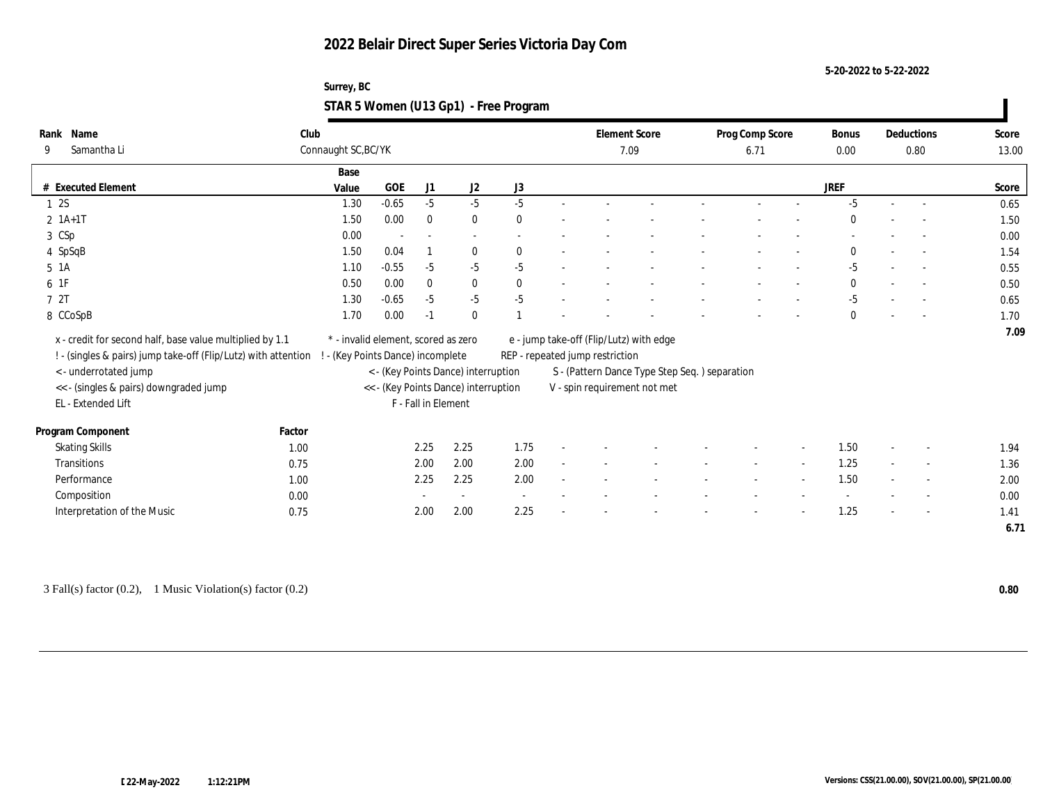# 2022 Belair Direct Super Series Victoria Day Com

5-20-2022 to 5-22-2022

Surrey, BC

## STAR 5 Women (U13 Gp1) - Free Program

| Rank | Name | Club | Element Score | Prog Comp Score | Bonus | Deductions | Score |
|---|---|---|---|---|---|---|---|
| 9 | Samantha Li | Connaught SC,BC/YK | 7.09 | 6.71 | 0.00 | 0.80 | 13.00 |

| # | Executed Element | Base Value | GOE | J1 | J2 | J3 | | | | | | | | | JREF | | | Score |
|---|---|---|---|---|---|---|---|---|---|---|---|---|---|---|---|---|---|---|
| 1 | 2S | 1.30 | -0.65 | -5 | -5 | -5 | - | - | - | - | - | - | - | - | -5 | - | - | 0.65 |
| 2 | 1A+1T | 1.50 | 0.00 | 0 | 0 | 0 | - | - | - | - | - | - | - | - | 0 | - | - | 1.50 |
| 3 | CSp | 0.00 | - | - | - | - | - | - | - | - | - | - | - | - | - | - | - | 0.00 |
| 4 | SpSqB | 1.50 | 0.04 | 1 | 0 | 0 | - | - | - | - | - | - | - | - | 0 | - | - | 1.54 |
| 5 | 1A | 1.10 | -0.55 | -5 | -5 | -5 | - | - | - | - | - | - | - | - | -5 | - | - | 0.55 |
| 6 | 1F | 0.50 | 0.00 | 0 | 0 | 0 | - | - | - | - | - | - | - | - | 0 | - | - | 0.50 |
| 7 | 2T | 1.30 | -0.65 | -5 | -5 | -5 | - | - | - | - | - | - | - | - | -5 | - | - | 0.65 |
| 8 | CCoSpB | 1.70 | 0.00 | -1 | 0 | 1 | - | - | - | - | - | - | - | - | 0 | - | - | 1.70 |
| | | | | | | | | | | | | | | | | | | 7.09 |

x - credit for second half, base value multiplied by 1.1
! - (singles & pairs) jump take-off (Flip/Lutz) with attention
< - underrotated jump
<< - (singles & pairs) downgraded jump
EL - Extended Lift
\* - invalid element, scored as zero
! - (Key Points Dance) incomplete
< - (Key Points Dance) interruption
<< - (Key Points Dance) interruption
F - Fall in Element
e - jump take-off (Flip/Lutz) with edge
REP - repeated jump restriction
S - (Pattern Dance Type Step Seq. ) separation
V - spin requirement not met

| Program Component | Factor | J1 | J2 | J3 | | | | | | | | | JREF | | | Score |
|---|---|---|---|---|---|---|---|---|---|---|---|---|---|---|---|---|
| Skating Skills | 1.00 | 2.25 | 2.25 | 1.75 | - | - | - | - | - | - | - | - | 1.50 | - | - | 1.94 |
| Transitions | 0.75 | 2.00 | 2.00 | 2.00 | - | - | - | - | - | - | - | - | 1.25 | - | - | 1.36 |
| Performance | 1.00 | 2.25 | 2.25 | 2.00 | - | - | - | - | - | - | - | - | 1.50 | - | - | 2.00 |
| Composition | 0.00 | - | - | - | - | - | - | - | - | - | - | - | - | - | - | 0.00 |
| Interpretation of the Music | 0.75 | 2.00 | 2.00 | 2.25 | - | - | - | - | - | - | - | - | 1.25 | - | - | 1.41 |
| | | | | | | | | | | | | | | | | 6.71 |

3 Fall(s) factor (0.2), 1 Music Violation(s) factor (0.2) **0.80**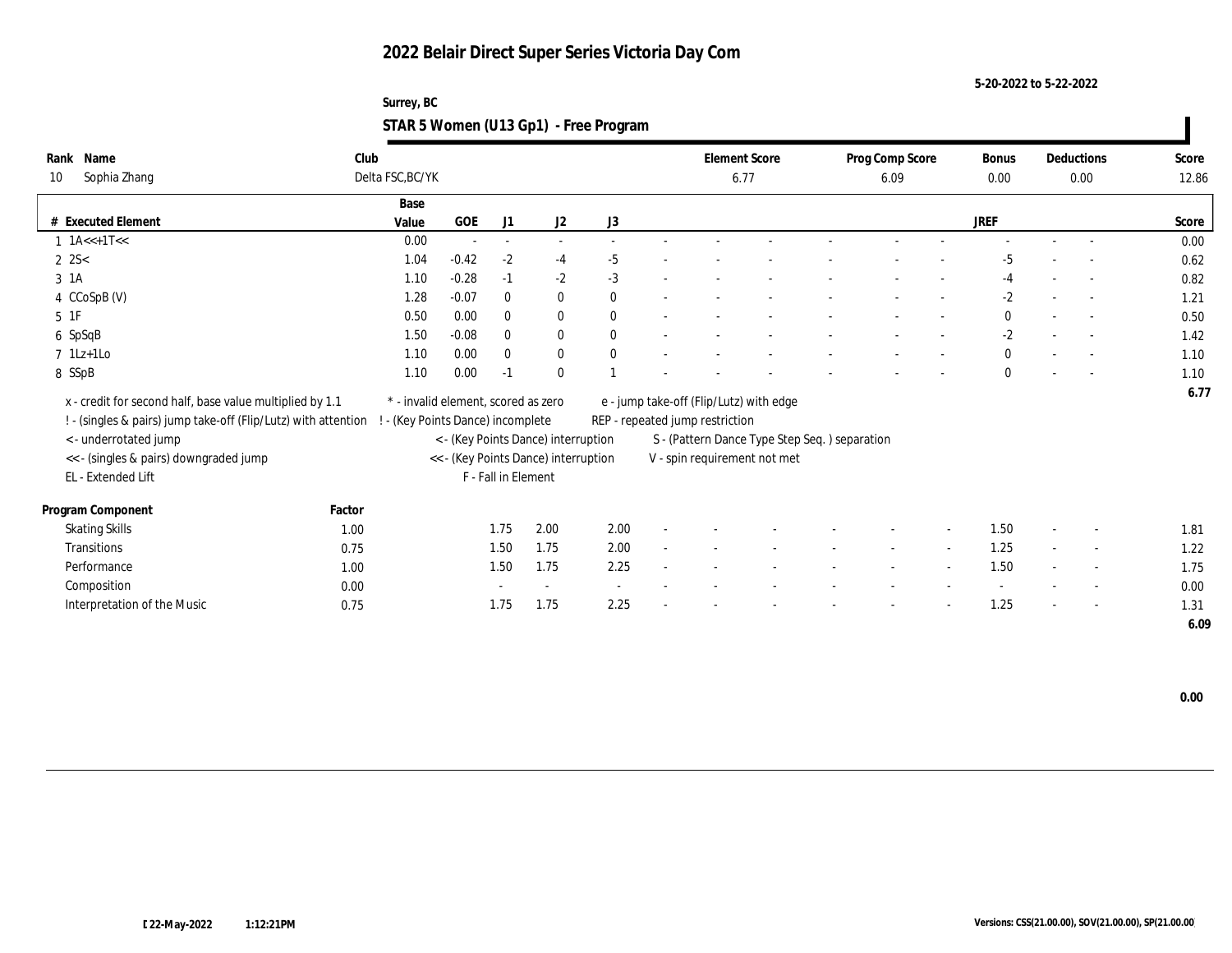# 2022 Belair Direct Super Series Victoria Day Com

5-20-2022 to 5-22-2022

Surrey, BC

## STAR 5 Women (U13 Gp1) - Free Program

| Rank | Name | Club | Element Score | Prog Comp Score | Bonus | Deductions | Score |
|---|---|---|---|---|---|---|---|
| 10 | Sophia Zhang | Delta FSC,BC/YK | 6.77 | 6.09 | 0.00 | 0.00 | 12.86 |

| # | Executed Element | Base Value | GOE | J1 | J2 | J3 | | | | | | | | | JREF | | | Score |
|---|---|---|---|---|---|---|---|---|---|---|---|---|---|---|---|---|---|---|
| 1 | 1A<<+1T<< | 0.00 | - | - | - | - | - | - | - | - | - | - | - | - | - | - | - | 0.00 |
| 2 | 2S< | 1.04 | -0.42 | -2 | -4 | -5 | - | - | - | - | - | - | - | - | -5 | - | - | 0.62 |
| 3 | 1A | 1.10 | -0.28 | -1 | -2 | -3 | - | - | - | - | - | - | - | - | -4 | - | - | 0.82 |
| 4 | CCoSpB (V) | 1.28 | -0.07 | 0 | 0 | 0 | - | - | - | - | - | - | - | - | -2 | - | - | 1.21 |
| 5 | 1F | 0.50 | 0.00 | 0 | 0 | 0 | - | - | - | - | - | - | - | - | 0 | - | - | 0.50 |
| 6 | SpSqB | 1.50 | -0.08 | 0 | 0 | 0 | - | - | - | - | - | - | - | - | -2 | - | - | 1.42 |
| 7 | 1Lz+1Lo | 1.10 | 0.00 | 0 | 0 | 0 | - | - | - | - | - | - | - | - | 0 | - | - | 1.10 |
| 8 | SSpB | 1.10 | 0.00 | -1 | 0 | 1 | - | - | - | - | - | - | - | - | 0 | - | - | 1.10 |
| | | | | | | | | | | | | | | | | | | 6.77 |

x - credit for second half, base value multiplied by 1.1
! - (singles & pairs) jump take-off (Flip/Lutz) with attention
< - underrotated jump
<< - (singles & pairs) downgraded jump
EL - Extended Lift
* - invalid element, scored as zero
! - (Key Points Dance) incomplete
< - (Key Points Dance) interruption
<< - (Key Points Dance) interruption
F - Fall in Element
e - jump take-off (Flip/Lutz) with edge
REP - repeated jump restriction
S - (Pattern Dance Type Step Seq. ) separation
V - spin requirement not met

| Program Component | Factor | J1 | J2 | J3 | | | | | | | | | JREF | | | Score |
|---|---|---|---|---|---|---|---|---|---|---|---|---|---|---|---|---|
| Skating Skills | 1.00 | 1.75 | 2.00 | 2.00 | - | - | - | - | - | - | - | - | 1.50 | - | - | 1.81 |
| Transitions | 0.75 | 1.50 | 1.75 | 2.00 | - | - | - | - | - | - | - | - | 1.25 | - | - | 1.22 |
| Performance | 1.00 | 1.50 | 1.75 | 2.25 | - | - | - | - | - | - | - | - | 1.50 | - | - | 1.75 |
| Composition | 0.00 | - | - | - | - | - | - | - | - | - | - | - | - | - | - | 0.00 |
| Interpretation of the Music | 0.75 | 1.75 | 1.75 | 2.25 | - | - | - | - | - | - | - | - | 1.25 | - | - | 1.31 |
| | | | | | | | | | | | | | | | | 6.09 |

0.00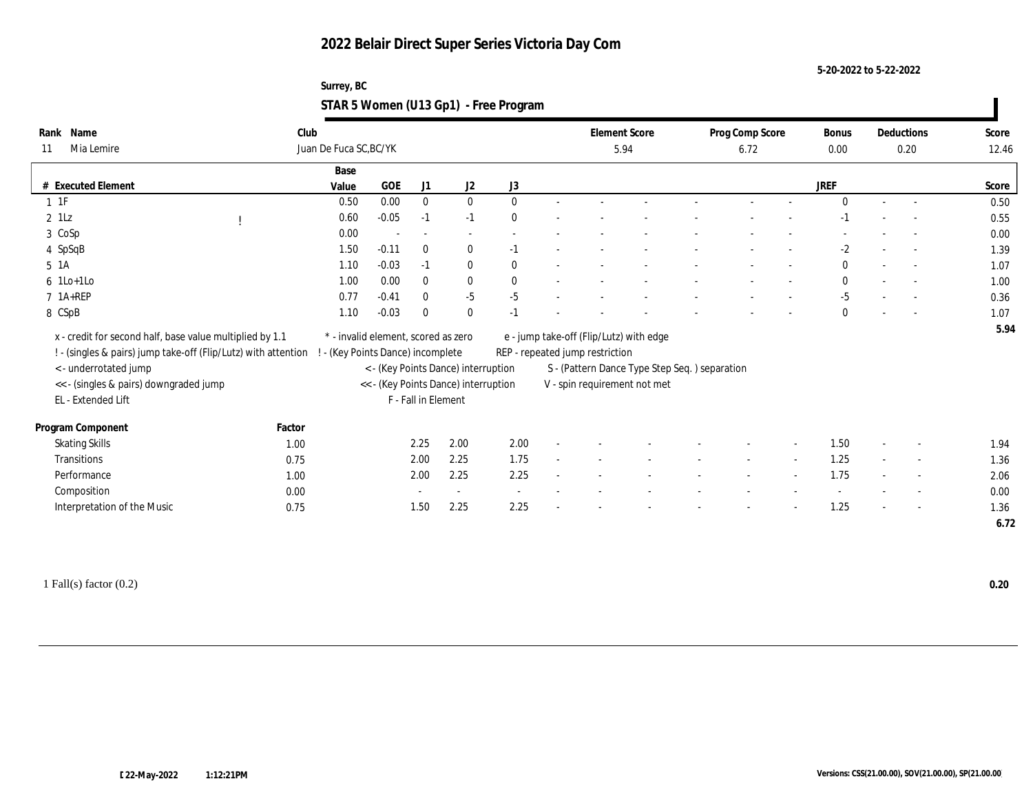# 2022 Belair Direct Super Series Victoria Day Com

5-20-2022 to 5-22-2022

Surrey, BC

## STAR 5 Women (U13 Gp1) - Free Program

| Rank | Name | Club | Element Score | Prog Comp Score | Bonus | Deductions | Score |
|---|---|---|---|---|---|---|---|
| 11 | Mia Lemire | Juan De Fuca SC,BC/YK | 5.94 | 6.72 | 0.00 | 0.20 | 12.46 |

| # | Executed Element | | Base Value | GOE | J1 | J2 | J3 | | | | | | | | JREF | | | Score |
|---|---|---|---|---|---|---|---|---|---|---|---|---|---|---|---|---|---|---|
| 1 | 1F | | 0.50 | 0.00 | 0 | 0 | 0 | - | - | - | - | - | - | - | 0 | - | - | 0.50 |
| 2 | 1Lz | ! | 0.60 | -0.05 | -1 | -1 | 0 | - | - | - | - | - | - | - | -1 | - | - | 0.55 |
| 3 | CoSp | | 0.00 | - | - | - | - | - | - | - | - | - | - | - | - | - | - | 0.00 |
| 4 | SpSqB | | 1.50 | -0.11 | 0 | 0 | -1 | - | - | - | - | - | - | - | -2 | - | - | 1.39 |
| 5 | 1A | | 1.10 | -0.03 | -1 | 0 | 0 | - | - | - | - | - | - | - | 0 | - | - | 1.07 |
| 6 | 1Lo+1Lo | | 1.00 | 0.00 | 0 | 0 | 0 | - | - | - | - | - | - | - | 0 | - | - | 1.00 |
| 7 | 1A+REP | | 0.77 | -0.41 | 0 | -5 | -5 | - | - | - | - | - | - | - | -5 | - | - | 0.36 |
| 8 | CSpB | | 1.10 | -0.03 | 0 | 0 | -1 | - | - | - | - | - | - | - | 0 | - | - | 1.07 |
| | | | | | | | | | | | | | | | | | | 5.94 |

x - credit for second half, base value multiplied by 1.1
! - (singles & pairs) jump take-off (Flip/Lutz) with attention
< - underrotated jump
<< - (singles & pairs) downgraded jump
EL - Extended Lift
* - invalid element, scored as zero
! - (Key Points Dance) incomplete
< - (Key Points Dance) interruption
<< - (Key Points Dance) interruption
F - Fall in Element
e - jump take-off (Flip/Lutz) with edge
REP - repeated jump restriction
S - (Pattern Dance Type Step Seq. ) separation
V - spin requirement not met

| Program Component | Factor | J1 | J2 | J3 | | | | | | | JREF | | | Score |
|---|---|---|---|---|---|---|---|---|---|---|---|---|---|---|
| Skating Skills | 1.00 | 2.25 | 2.00 | 2.00 | - | - | - | - | - | - | 1.50 | - | - | 1.94 |
| Transitions | 0.75 | 2.00 | 2.25 | 1.75 | - | - | - | - | - | - | 1.25 | - | - | 1.36 |
| Performance | 1.00 | 2.00 | 2.25 | 2.25 | - | - | - | - | - | - | 1.75 | - | - | 2.06 |
| Composition | 0.00 | - | - | - | - | - | - | - | - | - | - | - | - | 0.00 |
| Interpretation of the Music | 0.75 | 1.50 | 2.25 | 2.25 | - | - | - | - | - | - | 1.25 | - | - | 1.36 |
| | | | | | | | | | | | | | | 6.72 |

1 Fall(s) factor (0.2) **0.20**